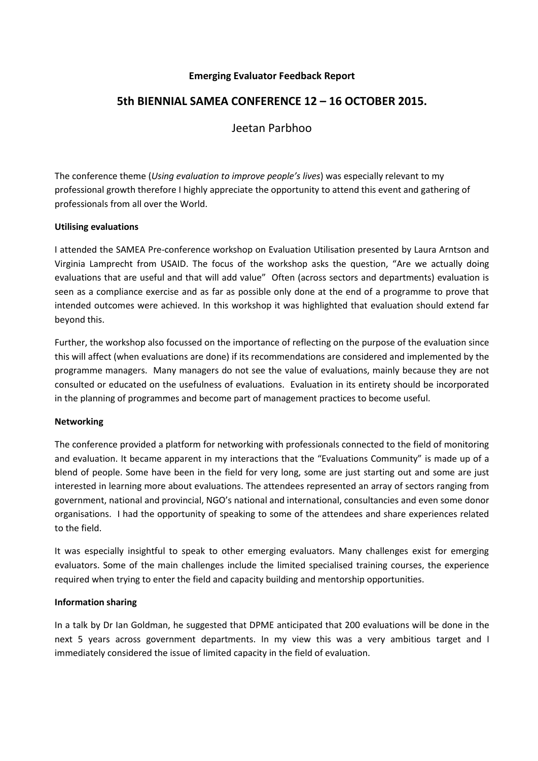**Emerging Evaluator Feedback Report**

## 5th BIENNIAL SAMEA CONFERENCE 12 – 16 OCTOBER 2015.

Jeetan Parbhoo

The conference theme (*Using evaluation to improve people's lives*) was especially relevant to my professional growth therefore I highly appreciate the opportunity to attend this event and gathering of professionals from all over the World.

**Utilising evaluations**

I attended the SAMEA Pre-conference workshop on Evaluation Utilisation presented by Laura Arntson and Virginia Lamprecht from USAID. The focus of the workshop asks the question, "Are we actually doing evaluations that are useful and that will add value" Often (across sectors and departments) evaluation is seen as a compliance exercise and as far as possible only done at the end of a programme to prove that intended outcomes were achieved. In this workshop it was highlighted that evaluation should extend far beyond this.

Further, the workshop also focussed on the importance of reflecting on the purpose of the evaluation since this will affect (when evaluations are done) if its recommendations are considered and implemented by the programme managers. Many managers do not see the value of evaluations, mainly because they are not consulted or educated on the usefulness of evaluations. Evaluation in its entirety should be incorporated in the planning of programmes and become part of management practices to become useful.

**Networking**

The conference provided a platform for networking with professionals connected to the field of monitoring and evaluation. It became apparent in my interactions that the "Evaluations Community" is made up of a blend of people. Some have been in the field for very long, some are just starting out and some are just interested in learning more about evaluations. The attendees represented an array of sectors ranging from government, national and provincial, NGO's national and international, consultancies and even some donor organisations. I had the opportunity of speaking to some of the attendees and share experiences related to the field.

It was especially insightful to speak to other emerging evaluators. Many challenges exist for emerging evaluators. Some of the main challenges include the limited specialised training courses, the experience required when trying to enter the field and capacity building and mentorship opportunities.

**Information sharing**

In a talk by Dr Ian Goldman, he suggested that DPME anticipated that 200 evaluations will be done in the next 5 years across government departments. In my view this was a very ambitious target and I immediately considered the issue of limited capacity in the field of evaluation.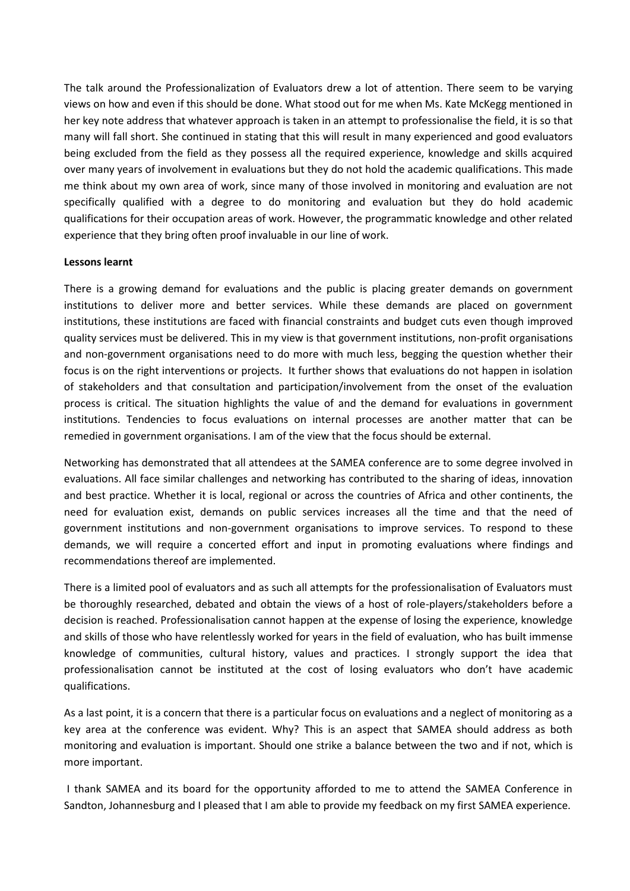The talk around the Professionalization of Evaluators drew a lot of attention. There seem to be varying views on how and even if this should be done. What stood out for me when Ms. Kate McKegg mentioned in her key note address that whatever approach is taken in an attempt to professionalise the field, it is so that many will fall short. She continued in stating that this will result in many experienced and good evaluators being excluded from the field as they possess all the required experience, knowledge and skills acquired over many years of involvement in evaluations but they do not hold the academic qualifications. This made me think about my own area of work, since many of those involved in monitoring and evaluation are not specifically qualified with a degree to do monitoring and evaluation but they do hold academic qualifications for their occupation areas of work. However, the programmatic knowledge and other related experience that they bring often proof invaluable in our line of work.

**Lessons learnt**

There is a growing demand for evaluations and the public is placing greater demands on government institutions to deliver more and better services. While these demands are placed on government institutions, these institutions are faced with financial constraints and budget cuts even though improved quality services must be delivered. This in my view is that government institutions, non-profit organisations and non-government organisations need to do more with much less, begging the question whether their focus is on the right interventions or projects. It further shows that evaluations do not happen in isolation of stakeholders and that consultation and participation/involvement from the onset of the evaluation process is critical. The situation highlights the value of and the demand for evaluations in government institutions. Tendencies to focus evaluations on internal processes are another matter that can be remedied in government organisations. I am of the view that the focus should be external.

Networking has demonstrated that all attendees at the SAMEA conference are to some degree involved in evaluations. All face similar challenges and networking has contributed to the sharing of ideas, innovation and best practice. Whether it is local, regional or across the countries of Africa and other continents, the need for evaluation exist, demands on public services increases all the time and that the need of government institutions and non-government organisations to improve services. To respond to these demands, we will require a concerted effort and input in promoting evaluations where findings and recommendations thereof are implemented.

There is a limited pool of evaluators and as such all attempts for the professionalisation of Evaluators must be thoroughly researched, debated and obtain the views of a host of role-players/stakeholders before a decision is reached. Professionalisation cannot happen at the expense of losing the experience, knowledge and skills of those who have relentlessly worked for years in the field of evaluation, who has built immense knowledge of communities, cultural history, values and practices. I strongly support the idea that professionalisation cannot be instituted at the cost of losing evaluators who don't have academic qualifications.

As a last point, it is a concern that there is a particular focus on evaluations and a neglect of monitoring as a key area at the conference was evident. Why? This is an aspect that SAMEA should address as both monitoring and evaluation is important. Should one strike a balance between the two and if not, which is more important.

I thank SAMEA and its board for the opportunity afforded to me to attend the SAMEA Conference in Sandton, Johannesburg and I pleased that I am able to provide my feedback on my first SAMEA experience.